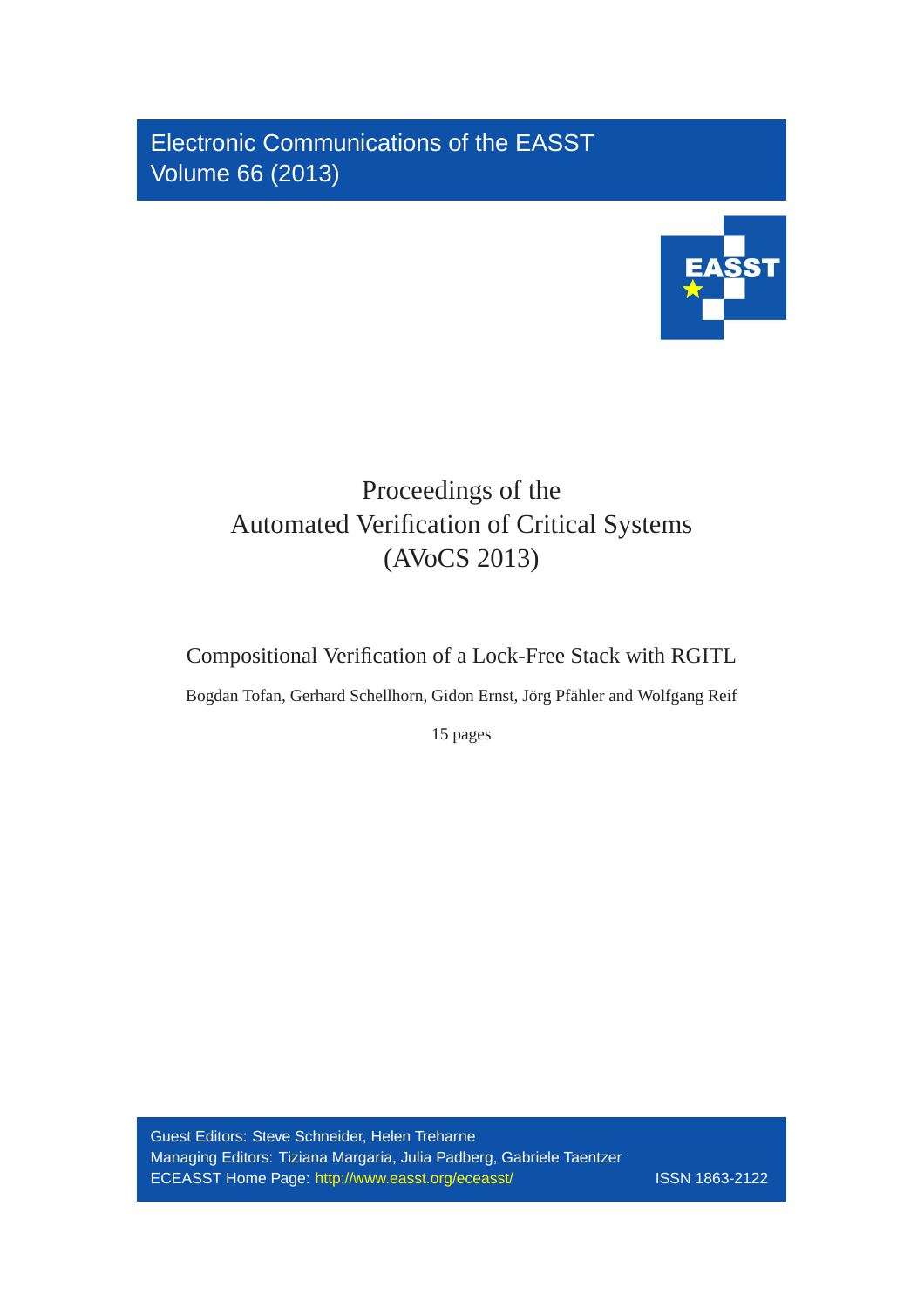Electronic Communications of the EASST
Volume 66 (2013)

# Proceedings of the Automated Verification of Critical Systems (AVoCS 2013)

## Compositional Verification of a Lock-Free Stack with RGITL

Bogdan Tofan, Gerhard Schellhorn, Gidon Ernst, Jörg Pfähler and Wolfgang Reif

15 pages

Guest Editors: Steve Schneider, Helen Treharne
Managing Editors: Tiziana Margaria, Julia Padberg, Gabriele Taentzer
ECEASST Home Page: http://www.easst.org/eceasst/ ISSN 1863-2122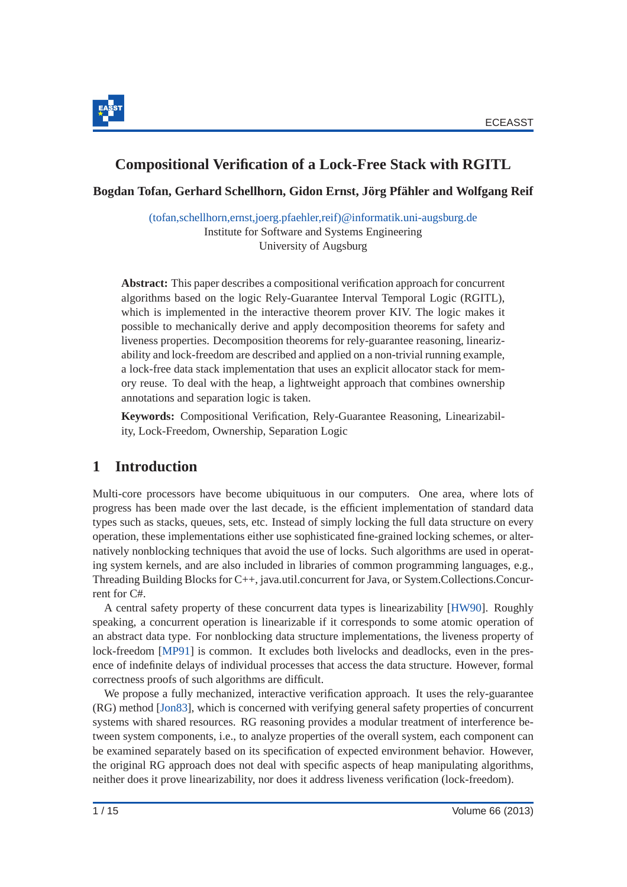# Compositional Verification of a Lock-Free Stack with RGITL

**Bogdan Tofan, Gerhard Schellhorn, Gidon Ernst, Jörg Pfähler and Wolfgang Reif**

(tofan,schellhorn,ernst,joerg.pfaehler,reif)@informatik.uni-augsburg.de
Institute for Software and Systems Engineering
University of Augsburg

**Abstract:** This paper describes a compositional verification approach for concurrent algorithms based on the logic Rely-Guarantee Interval Temporal Logic (RGITL), which is implemented in the interactive theorem prover KIV. The logic makes it possible to mechanically derive and apply decomposition theorems for safety and liveness properties. Decomposition theorems for rely-guarantee reasoning, linearizability and lock-freedom are described and applied on a non-trivial running example, a lock-free data stack implementation that uses an explicit allocator stack for memory reuse. To deal with the heap, a lightweight approach that combines ownership annotations and separation logic is taken.

**Keywords:** Compositional Verification, Rely-Guarantee Reasoning, Linearizability, Lock-Freedom, Ownership, Separation Logic

## 1 Introduction

Multi-core processors have become ubiquituous in our computers. One area, where lots of progress has been made over the last decade, is the efficient implementation of standard data types such as stacks, queues, sets, etc. Instead of simply locking the full data structure on every operation, these implementations either use sophisticated fine-grained locking schemes, or alternatively nonblocking techniques that avoid the use of locks. Such algorithms are used in operating system kernels, and are also included in libraries of common programming languages, e.g., Threading Building Blocks for C++, java.util.concurrent for Java, or System.Collections.Concurrent for C#.

A central safety property of these concurrent data types is linearizability [HW90]. Roughly speaking, a concurrent operation is linearizable if it corresponds to some atomic operation of an abstract data type. For nonblocking data structure implementations, the liveness property of lock-freedom [MP91] is common. It excludes both livelocks and deadlocks, even in the presence of indefinite delays of individual processes that access the data structure. However, formal correctness proofs of such algorithms are difficult.

We propose a fully mechanized, interactive verification approach. It uses the rely-guarantee (RG) method [Jon83], which is concerned with verifying general safety properties of concurrent systems with shared resources. RG reasoning provides a modular treatment of interference between system components, i.e., to analyze properties of the overall system, each component can be examined separately based on its specification of expected environment behavior. However, the original RG approach does not deal with specific aspects of heap manipulating algorithms, neither does it prove linearizability, nor does it address liveness verification (lock-freedom).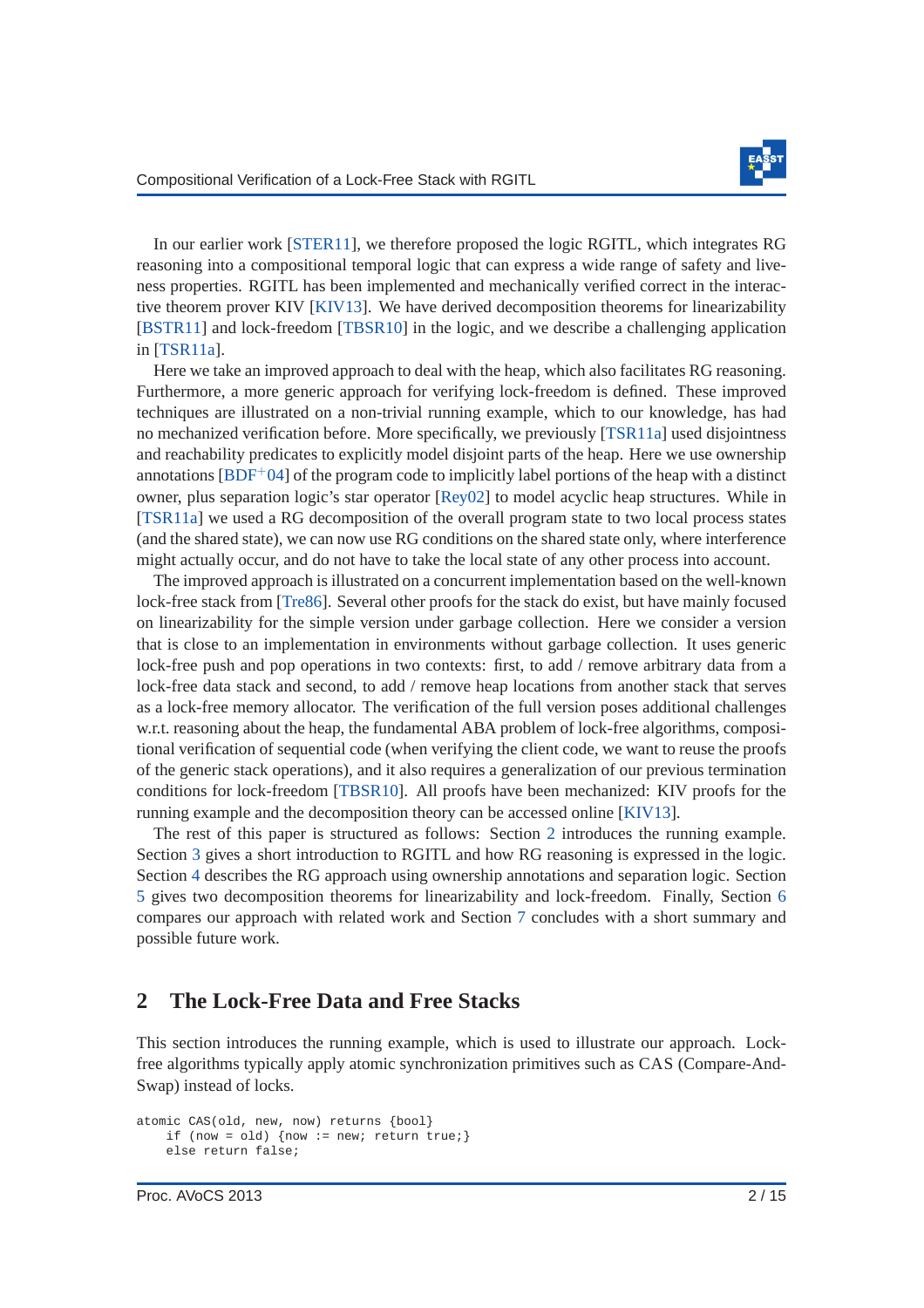In our earlier work [STER11], we therefore proposed the logic RGITL, which integrates RG reasoning into a compositional temporal logic that can express a wide range of safety and liveness properties. RGITL has been implemented and mechanically verified correct in the interactive theorem prover KIV [KIV13]. We have derived decomposition theorems for linearizability [BSTR11] and lock-freedom [TBSR10] in the logic, and we describe a challenging application in [TSR11a].

Here we take an improved approach to deal with the heap, which also facilitates RG reasoning. Furthermore, a more generic approach for verifying lock-freedom is defined. These improved techniques are illustrated on a non-trivial running example, which to our knowledge, has had no mechanized verification before. More specifically, we previously [TSR11a] used disjointness and reachability predicates to explicitly model disjoint parts of the heap. Here we use ownership annotations [BDF+04] of the program code to implicitly label portions of the heap with a distinct owner, plus separation logic's star operator [Rey02] to model acyclic heap structures. While in [TSR11a] we used a RG decomposition of the overall program state to two local process states (and the shared state), we can now use RG conditions on the shared state only, where interference might actually occur, and do not have to take the local state of any other process into account.

The improved approach is illustrated on a concurrent implementation based on the well-known lock-free stack from [Tre86]. Several other proofs for the stack do exist, but have mainly focused on linearizability for the simple version under garbage collection. Here we consider a version that is close to an implementation in environments without garbage collection. It uses generic lock-free push and pop operations in two contexts: first, to add / remove arbitrary data from a lock-free data stack and second, to add / remove heap locations from another stack that serves as a lock-free memory allocator. The verification of the full version poses additional challenges w.r.t. reasoning about the heap, the fundamental ABA problem of lock-free algorithms, compositional verification of sequential code (when verifying the client code, we want to reuse the proofs of the generic stack operations), and it also requires a generalization of our previous termination conditions for lock-freedom [TBSR10]. All proofs have been mechanized: KIV proofs for the running example and the decomposition theory can be accessed online [KIV13].

The rest of this paper is structured as follows: Section 2 introduces the running example. Section 3 gives a short introduction to RGITL and how RG reasoning is expressed in the logic. Section 4 describes the RG approach using ownership annotations and separation logic. Section 5 gives two decomposition theorems for linearizability and lock-freedom. Finally, Section 6 compares our approach with related work and Section 7 concludes with a short summary and possible future work.

## 2 The Lock-Free Data and Free Stacks

This section introduces the running example, which is used to illustrate our approach. Lock-free algorithms typically apply atomic synchronization primitives such as CAS (Compare-And-Swap) instead of locks.

```
atomic CAS(old, new, now) returns {bool}
    if (now = old) {now := new; return true;}
    else return false;
```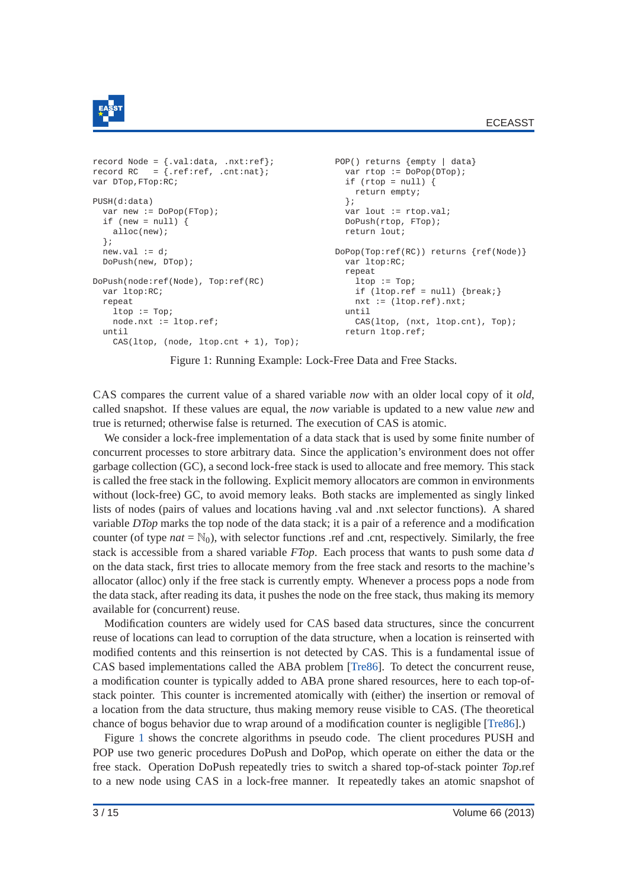```
record Node = {.val:data, .nxt:ref};
record RC   = {.ref:ref, .cnt:nat};
var DTop,FTop:RC;

PUSH(d:data)
  var new := DoPop(FTop);
  if (new = null) {
    alloc(new);
  };
  new.val := d;
  DoPush(new, DTop);

DoPush(node:ref(Node), Top:ref(RC)
  var ltop:RC;
  repeat
    ltop := Top;
    node.nxt := ltop.ref;
  until
    CAS(ltop, (node, ltop.cnt + 1), Top);
```

```
POP() returns {empty | data}
  var rtop := DoPop(DTop);
  if (rtop = null) {
    return empty;
  };
  var lout := rtop.val;
  DoPush(rtop, FTop);
  return lout;

DoPop(Top:ref(RC)) returns {ref(Node)}
  var ltop:RC;
  repeat
    ltop := Top;
    if (ltop.ref = null) {break;}
    nxt := (ltop.ref).nxt;
  until
    CAS(ltop, (nxt, ltop.cnt), Top);
  return ltop.ref;
```

Figure 1: Running Example: Lock-Free Data and Free Stacks.

CAS compares the current value of a shared variable *now* with an older local copy of it *old*, called snapshot. If these values are equal, the *now* variable is updated to a new value *new* and true is returned; otherwise false is returned. The execution of CAS is atomic.

We consider a lock-free implementation of a data stack that is used by some finite number of concurrent processes to store arbitrary data. Since the application's environment does not offer garbage collection (GC), a second lock-free stack is used to allocate and free memory. This stack is called the free stack in the following. Explicit memory allocators are common in environments without (lock-free) GC, to avoid memory leaks. Both stacks are implemented as singly linked lists of nodes (pairs of values and locations having .val and .nxt selector functions). A shared variable *DTop* marks the top node of the data stack; it is a pair of a reference and a modification counter (of type $nat = \mathbb{N}_0$), with selector functions .ref and .cnt, respectively. Similarly, the free stack is accessible from a shared variable *FTop*. Each process that wants to push some data *d* on the data stack, first tries to allocate memory from the free stack and resorts to the machine's allocator (alloc) only if the free stack is currently empty. Whenever a process pops a node from the data stack, after reading its data, it pushes the node on the free stack, thus making its memory available for (concurrent) reuse.

Modification counters are widely used for CAS based data structures, since the concurrent reuse of locations can lead to corruption of the data structure, when a location is reinserted with modified contents and this reinsertion is not detected by CAS. This is a fundamental issue of CAS based implementations called the ABA problem [Tre86]. To detect the concurrent reuse, a modification counter is typically added to ABA prone shared resources, here to each top-of-stack pointer. This counter is incremented atomically with (either) the insertion or removal of a location from the data structure, thus making memory reuse visible to CAS. (The theoretical chance of bogus behavior due to wrap around of a modification counter is negligible [Tre86].)

Figure 1 shows the concrete algorithms in pseudo code. The client procedures PUSH and POP use two generic procedures DoPush and DoPop, which operate on either the data or the free stack. Operation DoPush repeatedly tries to switch a shared top-of-stack pointer *Top*.ref to a new node using CAS in a lock-free manner. It repeatedly takes an atomic snapshot of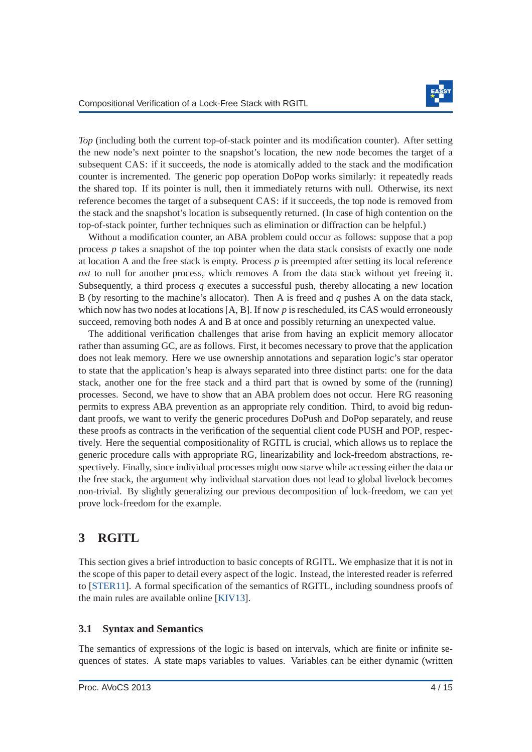*Top* (including both the current top-of-stack pointer and its modification counter). After setting the new node's next pointer to the snapshot's location, the new node becomes the target of a subsequent CAS: if it succeeds, the node is atomically added to the stack and the modification counter is incremented. The generic pop operation DoPop works similarly: it repeatedly reads the shared top. If its pointer is null, then it immediately returns with null. Otherwise, its next reference becomes the target of a subsequent CAS: if it succeeds, the top node is removed from the stack and the snapshot's location is subsequently returned. (In case of high contention on the top-of-stack pointer, further techniques such as elimination or diffraction can be helpful.)

Without a modification counter, an ABA problem could occur as follows: suppose that a pop process $p$ takes a snapshot of the top pointer when the data stack consists of exactly one node at location A and the free stack is empty. Process $p$ is preempted after setting its local reference *nxt* to null for another process, which removes A from the data stack without yet freeing it. Subsequently, a third process $q$ executes a successful push, thereby allocating a new location B (by resorting to the machine's allocator). Then A is freed and $q$ pushes A on the data stack, which now has two nodes at locations [A, B]. If now $p$ is rescheduled, its CAS would erroneously succeed, removing both nodes A and B at once and possibly returning an unexpected value.

The additional verification challenges that arise from having an explicit memory allocator rather than assuming GC, are as follows. First, it becomes necessary to prove that the application does not leak memory. Here we use ownership annotations and separation logic's star operator to state that the application's heap is always separated into three distinct parts: one for the data stack, another one for the free stack and a third part that is owned by some of the (running) processes. Second, we have to show that an ABA problem does not occur. Here RG reasoning permits to express ABA prevention as an appropriate rely condition. Third, to avoid big redundant proofs, we want to verify the generic procedures DoPush and DoPop separately, and reuse these proofs as contracts in the verification of the sequential client code PUSH and POP, respectively. Here the sequential compositionality of RGITL is crucial, which allows us to replace the generic procedure calls with appropriate RG, linearizability and lock-freedom abstractions, respectively. Finally, since individual processes might now starve while accessing either the data or the free stack, the argument why individual starvation does not lead to global livelock becomes non-trivial. By slightly generalizing our previous decomposition of lock-freedom, we can yet prove lock-freedom for the example.

## 3 RGITL

This section gives a brief introduction to basic concepts of RGITL. We emphasize that it is not in the scope of this paper to detail every aspect of the logic. Instead, the interested reader is referred to [STER11]. A formal specification of the semantics of RGITL, including soundness proofs of the main rules are available online [KIV13].

### 3.1 Syntax and Semantics

The semantics of expressions of the logic is based on intervals, which are finite or infinite sequences of states. A state maps variables to values. Variables can be either dynamic (written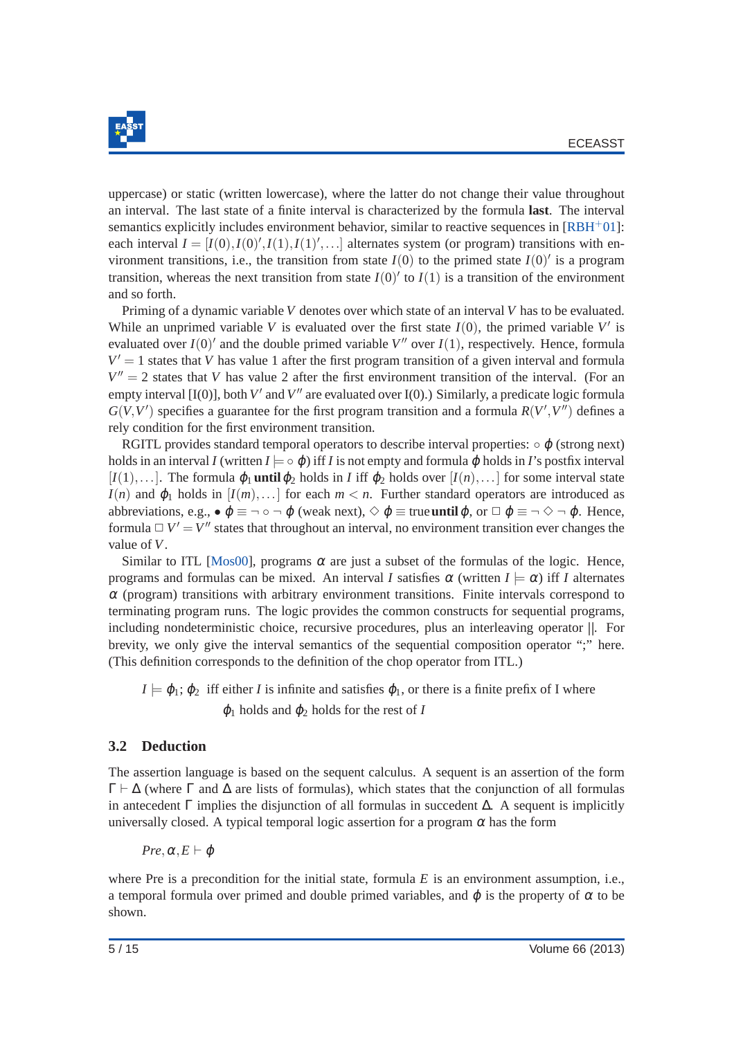uppercase) or static (written lowercase), where the latter do not change their value throughout an interval. The last state of a finite interval is characterized by the formula **last**. The interval semantics explicitly includes environment behavior, similar to reactive sequences in [RBH+01]: each interval $I = [I(0), I(0)', I(1), I(1)', \ldots]$ alternates system (or program) transitions with environment transitions, i.e., the transition from state $I(0)$ to the primed state $I(0)'$ is a program transition, whereas the next transition from state $I(0)'$ to $I(1)$ is a transition of the environment and so forth.

Priming of a dynamic variable $V$ denotes over which state of an interval $V$ has to be evaluated. While an unprimed variable $V$ is evaluated over the first state $I(0)$, the primed variable $V'$ is evaluated over $I(0)'$ and the double primed variable $V''$ over $I(1)$, respectively. Hence, formula $V' = 1$ states that $V$ has value 1 after the first program transition of a given interval and formula $V'' = 2$ states that $V$ has value 2 after the first environment transition of the interval. (For an empty interval [I(0)], both $V'$ and $V''$ are evaluated over I(0).) Similarly, a predicate logic formula $G(V, V')$ specifies a guarantee for the first program transition and a formula $R(V', V'')$ defines a rely condition for the first environment transition.

RGITL provides standard temporal operators to describe interval properties: $\circ\ \varphi$ (strong next) holds in an interval $I$ (written $I \models \circ\ \varphi$) iff $I$ is not empty and formula $\varphi$ holds in $I$'s postfix interval $[I(1), \ldots]$. The formula $\varphi_1$ **until** $\varphi_2$ holds in $I$ iff $\varphi_2$ holds over $[I(n), \ldots]$ for some interval state $I(n)$ and $\varphi_1$ holds in $[I(m), \ldots]$ for each $m < n$. Further standard operators are introduced as abbreviations, e.g., $\bullet\ \varphi \equiv \neg \circ \neg\ \varphi$ (weak next), $\Diamond\ \varphi \equiv$ true **until** $\varphi$, or $\Box\ \varphi \equiv \neg \Diamond \neg\ \varphi$. Hence, formula $\Box\ V' = V''$ states that throughout an interval, no environment transition ever changes the value of $V$.

Similar to ITL [Mos00], programs $\alpha$ are just a subset of the formulas of the logic. Hence, programs and formulas can be mixed. An interval $I$ satisfies $\alpha$ (written $I \models \alpha$) iff $I$ alternates $\alpha$ (program) transitions with arbitrary environment transitions. Finite intervals correspond to terminating program runs. The logic provides the common constructs for sequential programs, including nondeterministic choice, recursive procedures, plus an interleaving operator ||. For brevity, we only give the interval semantics of the sequential composition operator ";" here. (This definition corresponds to the definition of the chop operator from ITL.)

$I \models \varphi_1; \varphi_2$ iff either $I$ is infinite and satisfies $\varphi_1$, or there is a finite prefix of I where $\varphi_1$ holds and $\varphi_2$ holds for the rest of $I$

### 3.2 Deduction

The assertion language is based on the sequent calculus. A sequent is an assertion of the form $\Gamma \vdash \Delta$ (where $\Gamma$ and $\Delta$ are lists of formulas), which states that the conjunction of all formulas in antecedent $\Gamma$ implies the disjunction of all formulas in succedent $\Delta$. A sequent is implicitly universally closed. A typical temporal logic assertion for a program $\alpha$ has the form

$$Pre, \alpha, E \vdash \varphi$$

where Pre is a precondition for the initial state, formula $E$ is an environment assumption, i.e., a temporal formula over primed and double primed variables, and $\varphi$ is the property of $\alpha$ to be shown.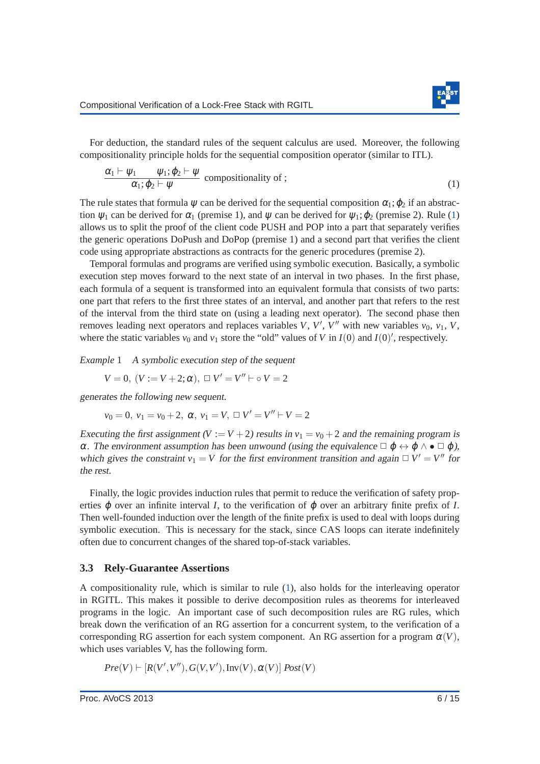For deduction, the standard rules of the sequent calculus are used. Moreover, the following compositionality principle holds for the sequential composition operator (similar to ITL).

$$\frac{\alpha_1 \vdash \psi_1 \qquad \psi_1 ; \varphi_2 \vdash \psi}{\alpha_1 ; \varphi_2 \vdash \psi} \text{ compositionality of ;} \tag{1}$$

The rule states that formula $\psi$ can be derived for the sequential composition $\alpha_1;\varphi_2$ if an abstraction $\psi_1$ can be derived for $\alpha_1$ (premise 1), and $\psi$ can be derived for $\psi_1;\varphi_2$ (premise 2). Rule (1) allows us to split the proof of the client code PUSH and POP into a part that separately verifies the generic operations DoPush and DoPop (premise 1) and a second part that verifies the client code using appropriate abstractions as contracts for the generic procedures (premise 2).

Temporal formulas and programs are verified using symbolic execution. Basically, a symbolic execution step moves forward to the next state of an interval in two phases. In the first phase, each formula of a sequent is transformed into an equivalent formula that consists of two parts: one part that refers to the first three states of an interval, and another part that refers to the rest of the interval from the third state on (using a leading next operator). The second phase then removes leading next operators and replaces variables $V$, $V'$, $V''$ with new variables $v_0$, $v_1$, $V$, where the static variables $v_0$ and $v_1$ store the "old" values of $V$ in $I(0)$ and $I(0)'$, respectively.

*Example* 1 *A symbolic execution step of the sequent*

$$V = 0,\ (V := V+2;\alpha),\ \Box\, V' = V'' \vdash \circ\, V = 2$$

*generates the following new sequent.*

$$v_0 = 0,\ v_1 = v_0 + 2,\ \alpha,\ v_1 = V,\ \Box\, V' = V'' \vdash V = 2$$

*Executing the first assignment ($V := V+2$) results in $v_1 = v_0 + 2$ and the remaining program is $\alpha$. The environment assumption has been unwound (using the equivalence $\Box\,\varphi \leftrightarrow \varphi \wedge \bullet\,\Box\,\varphi$), which gives the constraint $v_1 = V$ for the first environment transition and again $\Box\, V' = V''$ for the rest.*

Finally, the logic provides induction rules that permit to reduce the verification of safety properties $\varphi$ over an infinite interval $I$, to the verification of $\varphi$ over an arbitrary finite prefix of $I$. Then well-founded induction over the length of the finite prefix is used to deal with loops during symbolic execution. This is necessary for the stack, since CAS loops can iterate indefinitely often due to concurrent changes of the shared top-of-stack variables.

### 3.3 Rely-Guarantee Assertions

A compositionality rule, which is similar to rule (1), also holds for the interleaving operator in RGITL. This makes it possible to derive decomposition rules as theorems for interleaved programs in the logic. An important case of such decomposition rules are RG rules, which break down the verification of an RG assertion for a concurrent system, to the verification of a corresponding RG assertion for each system component. An RG assertion for a program $\alpha(V)$, which uses variables V, has the following form.

$$Pre(V) \vdash [R(V',V''), G(V,V'), \mathrm{Inv}(V), \alpha(V)]\ Post(V)$$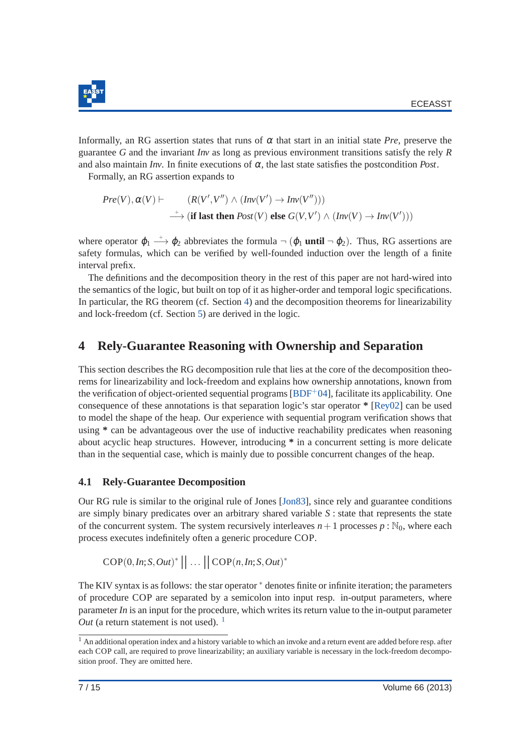Informally, an RG assertion states that runs of $\alpha$ that start in an initial state *Pre*, preserve the guarantee $G$ and the invariant *Inv* as long as previous environment transitions satisfy the rely $R$ and also maintain *Inv*. In finite executions of $\alpha$, the last state satisfies the postcondition *Post*.

Formally, an RG assertion expands to

$$
\begin{aligned}
Pre(V), \alpha(V) \vdash \quad & (R(V', V'') \wedge (Inv(V') \rightarrow Inv(V''))) \\
& \xrightarrow{+} (\textbf{if last then } Post(V) \textbf{ else } G(V, V') \wedge (Inv(V) \rightarrow Inv(V')))
\end{aligned}
$$

where operator $\varphi_1 \xrightarrow{+} \varphi_2$ abbreviates the formula $\neg(\varphi_1 \textbf{ until } \neg\varphi_2)$. Thus, RG assertions are safety formulas, which can be verified by well-founded induction over the length of a finite interval prefix.

The definitions and the decomposition theory in the rest of this paper are not hard-wired into the semantics of the logic, but built on top of it as higher-order and temporal logic specifications. In particular, the RG theorem (cf. Section 4) and the decomposition theorems for linearizability and lock-freedom (cf. Section 5) are derived in the logic.

## 4 Rely-Guarantee Reasoning with Ownership and Separation

This section describes the RG decomposition rule that lies at the core of the decomposition theorems for linearizability and lock-freedom and explains how ownership annotations, known from the verification of object-oriented sequential programs [BDF+04], facilitate its applicability. One consequence of these annotations is that separation logic's star operator $\ast$ [Rey02] can be used to model the shape of the heap. Our experience with sequential program verification shows that using $\ast$ can be advantageous over the use of inductive reachability predicates when reasoning about acyclic heap structures. However, introducing $\ast$ in a concurrent setting is more delicate than in the sequential case, which is mainly due to possible concurrent changes of the heap.

### 4.1 Rely-Guarantee Decomposition

Our RG rule is similar to the original rule of Jones [Jon83], since rely and guarantee conditions are simply binary predicates over an arbitrary shared variable $S$ : state that represents the state of the concurrent system. The system recursively interleaves $n+1$ processes $p : \mathbb{N}_0$, where each process executes indefinitely often a generic procedure COP.

$$
\mathrm{COP}(0, In; S, Out)^* \; || \; \ldots \; || \; \mathrm{COP}(n, In; S, Out)^*
$$

The KIV syntax is as follows: the star operator $^*$ denotes finite or infinite iteration; the parameters of procedure COP are separated by a semicolon into input resp. in-output parameters, where parameter *In* is an input for the procedure, which writes its return value to the in-output parameter *Out* (a return statement is not used). [1]

[1] An additional operation index and a history variable to which an invoke and a return event are added before resp. after each COP call, are required to prove linearizability; an auxiliary variable is necessary in the lock-freedom decomposition proof. They are omitted here.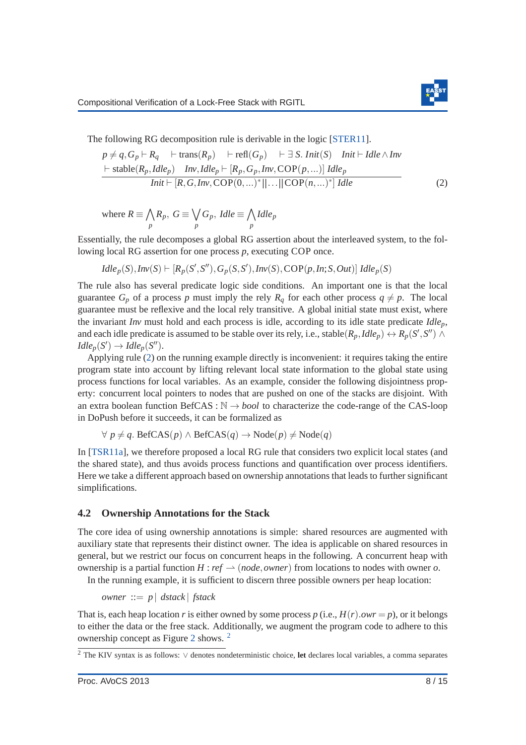The following RG decomposition rule is derivable in the logic [STER11].

$$\frac{\begin{array}{c} p \neq q, G_p \vdash R_q \quad \vdash \text{trans}(R_p) \quad \vdash \text{refl}(G_p) \quad \vdash \exists\, S.\ \mathit{Init}(S) \quad \mathit{Init} \vdash \mathit{Idle} \wedge \mathit{Inv} \\ \vdash \text{stable}(R_p, \mathit{Idle}_p) \quad \mathit{Inv}, \mathit{Idle}_p \vdash [R_p, G_p, \mathit{Inv}, \text{COP}(p, \ldots)]\ \mathit{Idle}_p \end{array}}{\mathit{Init} \vdash [R, G, \mathit{Inv}, \text{COP}(0, \ldots)^* || \ldots || \text{COP}(n, \ldots)^*]\ \mathit{Idle}} \tag{2}$$

$$\text{where } R \equiv \bigwedge_p R_p,\ G \equiv \bigvee_p G_p,\ \mathit{Idle} \equiv \bigwedge_p \mathit{Idle}_p$$

Essentially, the rule decomposes a global RG assertion about the interleaved system, to the following local RG assertion for one process $p$, executing COP once.

$$\mathit{Idle}_p(S), \mathit{Inv}(S) \vdash [R_p(S', S''), G_p(S, S'), \mathit{Inv}(S), \text{COP}(p, \mathit{In}; S, \mathit{Out})]\ \mathit{Idle}_p(S)$$

The rule also has several predicate logic side conditions. An important one is that the local guarantee $G_p$ of a process $p$ must imply the rely $R_q$ for each other process $q \neq p$. The local guarantee must be reflexive and the local rely transitive. A global initial state must exist, where the invariant $\mathit{Inv}$ must hold and each process is idle, according to its idle state predicate $\mathit{Idle}_p$, and each idle predicate is assumed to be stable over its rely, i.e., $\text{stable}(R_p, \mathit{Idle}_p) \leftrightarrow R_p(S', S'') \wedge \mathit{Idle}_p(S') \rightarrow \mathit{Idle}_p(S'')$.

Applying rule (2) on the running example directly is inconvenient: it requires taking the entire program state into account by lifting relevant local state information to the global state using process functions for local variables. As an example, consider the following disjointness property: concurrent local pointers to nodes that are pushed on one of the stacks are disjoint. With an extra boolean function $\text{BefCAS} : \mathbb{N} \rightarrow \mathit{bool}$ to characterize the code-range of the CAS-loop in DoPush before it succeeds, it can be formalized as

$$\forall\, p \neq q.\ \text{BefCAS}(p) \wedge \text{BefCAS}(q) \rightarrow \text{Node}(p) \neq \text{Node}(q)$$

In [TSR11a], we therefore proposed a local RG rule that considers two explicit local states (and the shared state), and thus avoids process functions and quantification over process identifiers. Here we take a different approach based on ownership annotations that leads to further significant simplifications.

### 4.2 Ownership Annotations for the Stack

The core idea of using ownership annotations is simple: shared resources are augmented with auxiliary state that represents their distinct owner. The idea is applicable on shared resources in general, but we restrict our focus on concurrent heaps in the following. A concurrent heap with ownership is a partial function $H : \mathit{ref} \rightharpoonup (\mathit{node}, \mathit{owner})$ from locations to nodes with owner $o$.

In the running example, it is sufficient to discern three possible owners per heap location:

$$\mathit{owner} \ ::= \ p \,|\, \mathit{dstack} \,|\, \mathit{fstack}$$

That is, each heap location $r$ is either owned by some process $p$ (i.e., $H(r).\mathit{owr} = p$), or it belongs to either the data or the free stack. Additionally, we augment the program code to adhere to this ownership concept as Figure 2 shows. [2]

[2] The KIV syntax is as follows: $\vee$ denotes nondeterministic choice, **let** declares local variables, a comma separates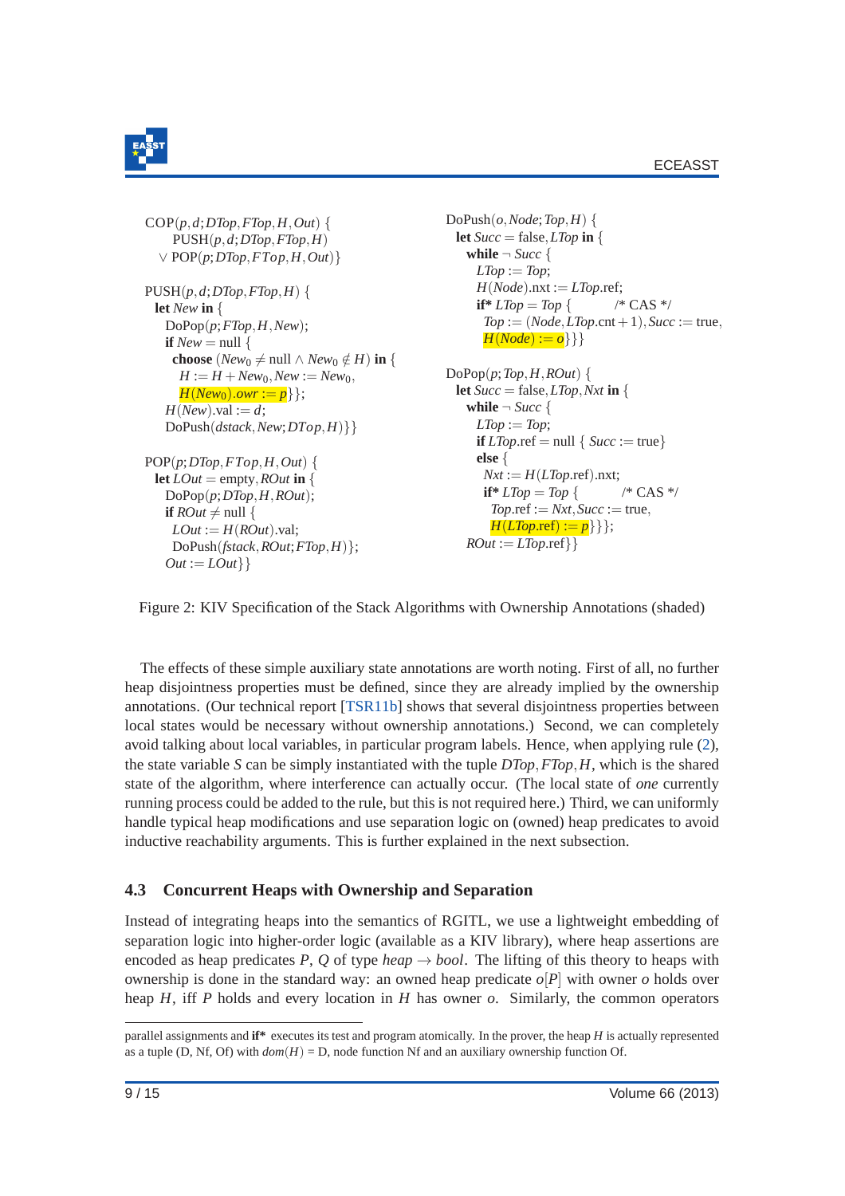```
COP(p,d;DTop,FTop,H,Out) {
     PUSH(p,d;DTop,FTop,H)
   ∨ POP(p;DTop,FTop,H,Out)}

PUSH(p,d;DTop,FTop,H) {
  let New in {
    DoPop(p;FTop,H,New);
    if New = null {
      choose (New₀ ≠ null ∧ New₀ ∉ H) in {
        H := H + New₀, New := New₀,
        H(New₀).owr := p}};
    H(New).val := d;
    DoPush(dstack,New;DTop,H)}}

POP(p;DTop,FTop,H,Out) {
  let LOut = empty, ROut in {
    DoPop(p;DTop,H,ROut);
    if ROut ≠ null {
      LOut := H(ROut).val;
      DoPush(fstack,ROut;FTop,H)};
    Out := LOut}}

DoPush(o,Node;Top,H) {
  let Succ = false, LTop in {
    while ¬ Succ {
      LTop := Top;
      H(Node).nxt := LTop.ref;
      if* LTop = Top {          /* CAS */
        Top := (Node, LTop.cnt + 1), Succ := true,
        H(Node) := o}}}}

DoPop(p;Top,H,ROut) {
  let Succ = false, LTop, Nxt in {
    while ¬ Succ {
      LTop := Top;
      if LTop.ref = null { Succ := true}
      else {
        Nxt := H(LTop.ref).nxt;
        if* LTop = Top {          /* CAS */
          Top.ref := Nxt, Succ := true,
          H(LTop.ref) := p}}};
    ROut := LTop.ref}}
```

Figure 2: KIV Specification of the Stack Algorithms with Ownership Annotations (shaded)

The effects of these simple auxiliary state annotations are worth noting. First of all, no further heap disjointness properties must be defined, since they are already implied by the ownership annotations. (Our technical report [TSR11b] shows that several disjointness properties between local states would be necessary without ownership annotations.) Second, we can completely avoid talking about local variables, in particular program labels. Hence, when applying rule (2), the state variable $S$ can be simply instantiated with the tuple $DTop, FTop, H$, which is the shared state of the algorithm, where interference can actually occur. (The local state of *one* currently running process could be added to the rule, but this is not required here.) Third, we can uniformly handle typical heap modifications and use separation logic on (owned) heap predicates to avoid inductive reachability arguments. This is further explained in the next subsection.

### 4.3 Concurrent Heaps with Ownership and Separation

Instead of integrating heaps into the semantics of RGITL, we use a lightweight embedding of separation logic into higher-order logic (available as a KIV library), where heap assertions are encoded as heap predicates $P$, $Q$ of type $heap \to bool$. The lifting of this theory to heaps with ownership is done in the standard way: an owned heap predicate $o[P]$ with owner $o$ holds over heap $H$, iff $P$ holds and every location in $H$ has owner $o$. Similarly, the common operators

---

parallel assignments and **if*** executes its test and program atomically. In the prover, the heap $H$ is actually represented as a tuple (D, Nf, Of) with $dom(H) = \text{D}$, node function Nf and an auxiliary ownership function Of.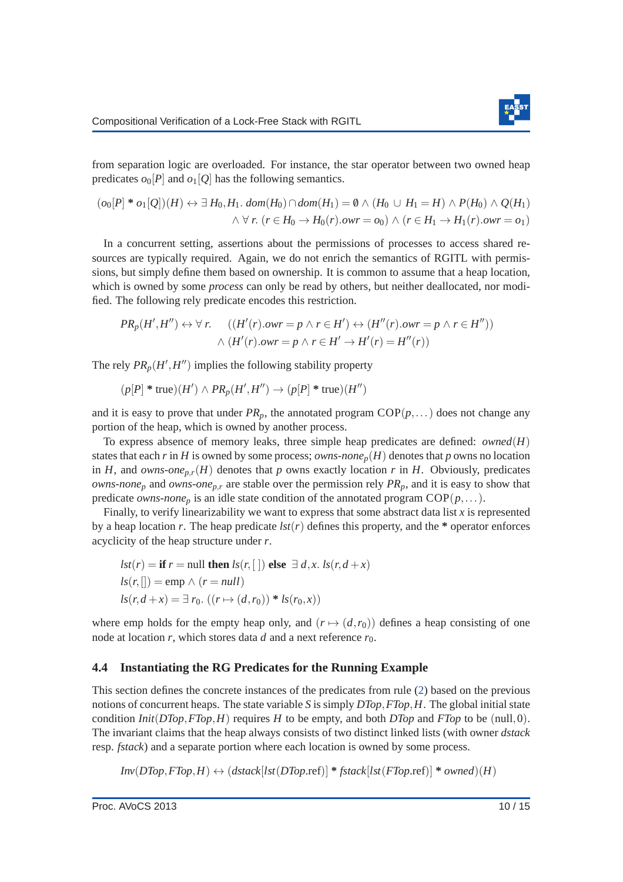from separation logic are overloaded. For instance, the star operator between two owned heap predicates $o_0[P]$ and $o_1[Q]$ has the following semantics.

$$(o_0[P] * o_1[Q])(H) \leftrightarrow \exists\, H_0, H_1.\ dom(H_0) \cap dom(H_1) = \emptyset \wedge (H_0 \cup H_1 = H) \wedge P(H_0) \wedge Q(H_1)$$
$$\wedge\, \forall\, r.\ (r \in H_0 \rightarrow H_0(r).owr = o_0) \wedge (r \in H_1 \rightarrow H_1(r).owr = o_1)$$

In a concurrent setting, assertions about the permissions of processes to access shared resources are typically required. Again, we do not enrich the semantics of RGITL with permissions, but simply define them based on ownership. It is common to assume that a heap location, which is owned by some *process* can only be read by others, but neither deallocated, nor modified. The following rely predicate encodes this restriction.

$$PR_p(H', H'') \leftrightarrow \forall\, r. \quad ((H'(r).owr = p \wedge r \in H') \leftrightarrow (H''(r).owr = p \wedge r \in H''))$$
$$\wedge\, (H'(r).owr = p \wedge r \in H' \rightarrow H'(r) = H''(r))$$

The rely $PR_p(H', H'')$ implies the following stability property

$$(p[P] * \text{true})(H') \wedge PR_p(H', H'') \rightarrow (p[P] * \text{true})(H'')$$

and it is easy to prove that under $PR_p$, the annotated program $\text{COP}(p, \dots)$ does not change any portion of the heap, which is owned by another process.

To express absence of memory leaks, three simple heap predicates are defined: $owned(H)$ states that each $r$ in $H$ is owned by some process; $owns\text{-}none_p(H)$ denotes that $p$ owns no location in $H$, and $owns\text{-}one_{p,r}(H)$ denotes that $p$ owns exactly location $r$ in $H$. Obviously, predicates $owns\text{-}none_p$ and $owns\text{-}one_{p,r}$ are stable over the permission rely $PR_p$, and it is easy to show that predicate $owns\text{-}none_p$ is an idle state condition of the annotated program $\text{COP}(p, \dots)$.

Finally, to verify linearizability we want to express that some abstract data list $x$ is represented by a heap location $r$. The heap predicate $lst(r)$ defines this property, and the $*$ operator enforces acyclicity of the heap structure under $r$.

$$lst(r) = \textbf{if } r = \text{null } \textbf{then } ls(r, [\,]) \textbf{ else } \exists\, d, x.\ ls(r, d + x)$$
$$ls(r, []) = \text{emp} \wedge (r = null)$$
$$ls(r, d + x) = \exists\, r_0.\ ((r \mapsto (d, r_0)) * ls(r_0, x))$$

where emp holds for the empty heap only, and $(r \mapsto (d, r_0))$ defines a heap consisting of one node at location $r$, which stores data $d$ and a next reference $r_0$.

### 4.4 Instantiating the RG Predicates for the Running Example

This section defines the concrete instances of the predicates from rule (2) based on the previous notions of concurrent heaps. The state variable $S$ is simply $DTop, FTop, H$. The global initial state condition $Init(DTop, FTop, H)$ requires $H$ to be empty, and both $DTop$ and $FTop$ to be $(\text{null}, 0)$. The invariant claims that the heap always consists of two distinct linked lists (with owner *dstack* resp. *fstack*) and a separate portion where each location is owned by some process.

$$Inv(DTop, FTop, H) \leftrightarrow (dstack[lst(DTop.\text{ref})] * fstack[lst(FTop.\text{ref})] * owned)(H)$$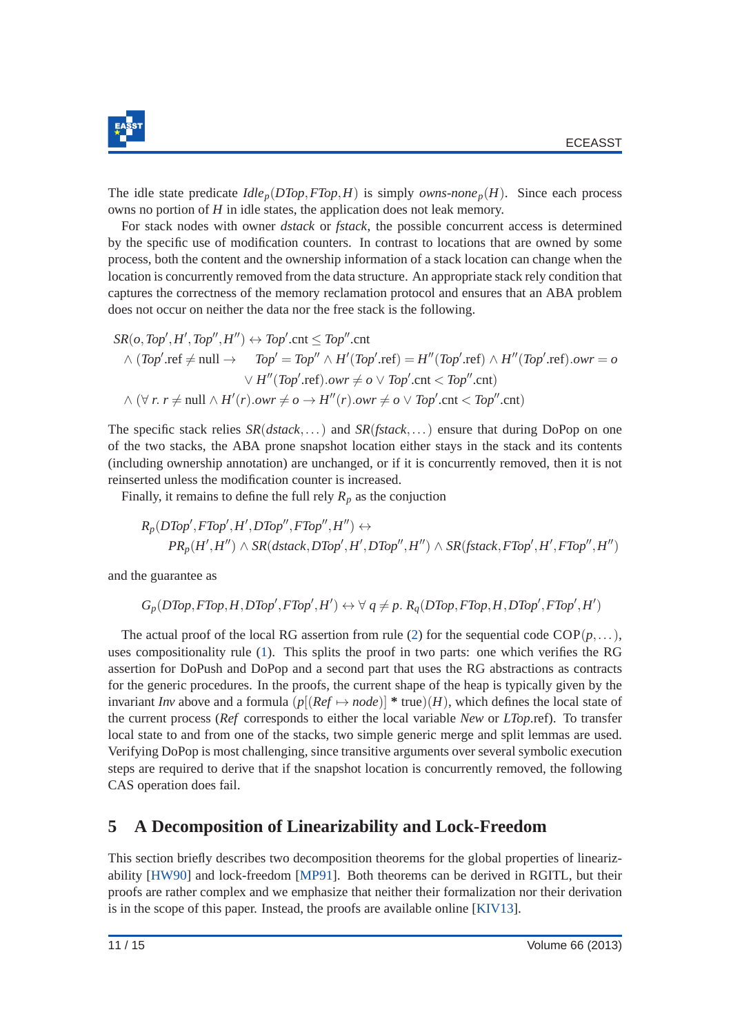The idle state predicate $Idle_p(DTop, FTop, H)$ is simply $owns\text{-}none_p(H)$. Since each process owns no portion of $H$ in idle states, the application does not leak memory.

For stack nodes with owner *dstack* or *fstack*, the possible concurrent access is determined by the specific use of modification counters. In contrast to locations that are owned by some process, both the content and the ownership information of a stack location can change when the location is concurrently removed from the data structure. An appropriate stack rely condition that captures the correctness of the memory reclamation protocol and ensures that an ABA problem does not occur on neither the data nor the free stack is the following.

$$
\begin{aligned}
SR(o, Top', H', Top'', H'') \leftrightarrow\ & Top'.\text{cnt} \leq Top''.\text{cnt} \\
\wedge\ (Top'.\text{ref} \neq \text{null} \rightarrow\ & \quad Top' = Top'' \wedge H'(Top'.\text{ref}) = H''(Top'.\text{ref}) \wedge H''(Top'.\text{ref}).owr = o \\
& \qquad \vee H''(Top'.\text{ref}).owr \neq o \vee Top'.\text{cnt} < Top''.\text{cnt}) \\
\wedge\ (\forall\, r.\ r \neq \text{null} \wedge\ & H'(r).owr \neq o \rightarrow H''(r).owr \neq o \vee Top'.\text{cnt} < Top''.\text{cnt})
\end{aligned}
$$

The specific stack relies $SR(dstack, \dots)$ and $SR(fstack, \dots)$ ensure that during DoPop on one of the two stacks, the ABA prone snapshot location either stays in the stack and its contents (including ownership annotation) are unchanged, or if it is concurrently removed, then it is not reinserted unless the modification counter is increased.

Finally, it remains to define the full rely $R_p$ as the conjuction

$$
\begin{aligned}
& R_p(DTop', FTop', H', DTop'', FTop'', H'') \leftrightarrow \\
& \qquad PR_p(H', H'') \wedge SR(dstack, DTop', H', DTop'', H'') \wedge SR(fstack, FTop', H', FTop'', H'')
\end{aligned}
$$

and the guarantee as

$$
G_p(DTop, FTop, H, DTop', FTop', H') \leftrightarrow \forall\, q \neq p.\ R_q(DTop, FTop, H, DTop', FTop', H')
$$

The actual proof of the local RG assertion from rule (2) for the sequential code $\text{COP}(p, \dots)$, uses compositionality rule (1). This splits the proof in two parts: one which verifies the RG assertion for DoPush and DoPop and a second part that uses the RG abstractions as contracts for the generic procedures. In the proofs, the current shape of the heap is typically given by the invariant *Inv* above and a formula $(p[(Ref \mapsto node)] \ast \text{true})(H)$, which defines the local state of the current process (*Ref* corresponds to either the local variable *New* or *LTop*.ref). To transfer local state to and from one of the stacks, two simple generic merge and split lemmas are used. Verifying DoPop is most challenging, since transitive arguments over several symbolic execution steps are required to derive that if the snapshot location is concurrently removed, the following CAS operation does fail.

## 5 A Decomposition of Linearizability and Lock-Freedom

This section briefly describes two decomposition theorems for the global properties of linearizability [HW90] and lock-freedom [MP91]. Both theorems can be derived in RGITL, but their proofs are rather complex and we emphasize that neither their formalization nor their derivation is in the scope of this paper. Instead, the proofs are available online [KIV13].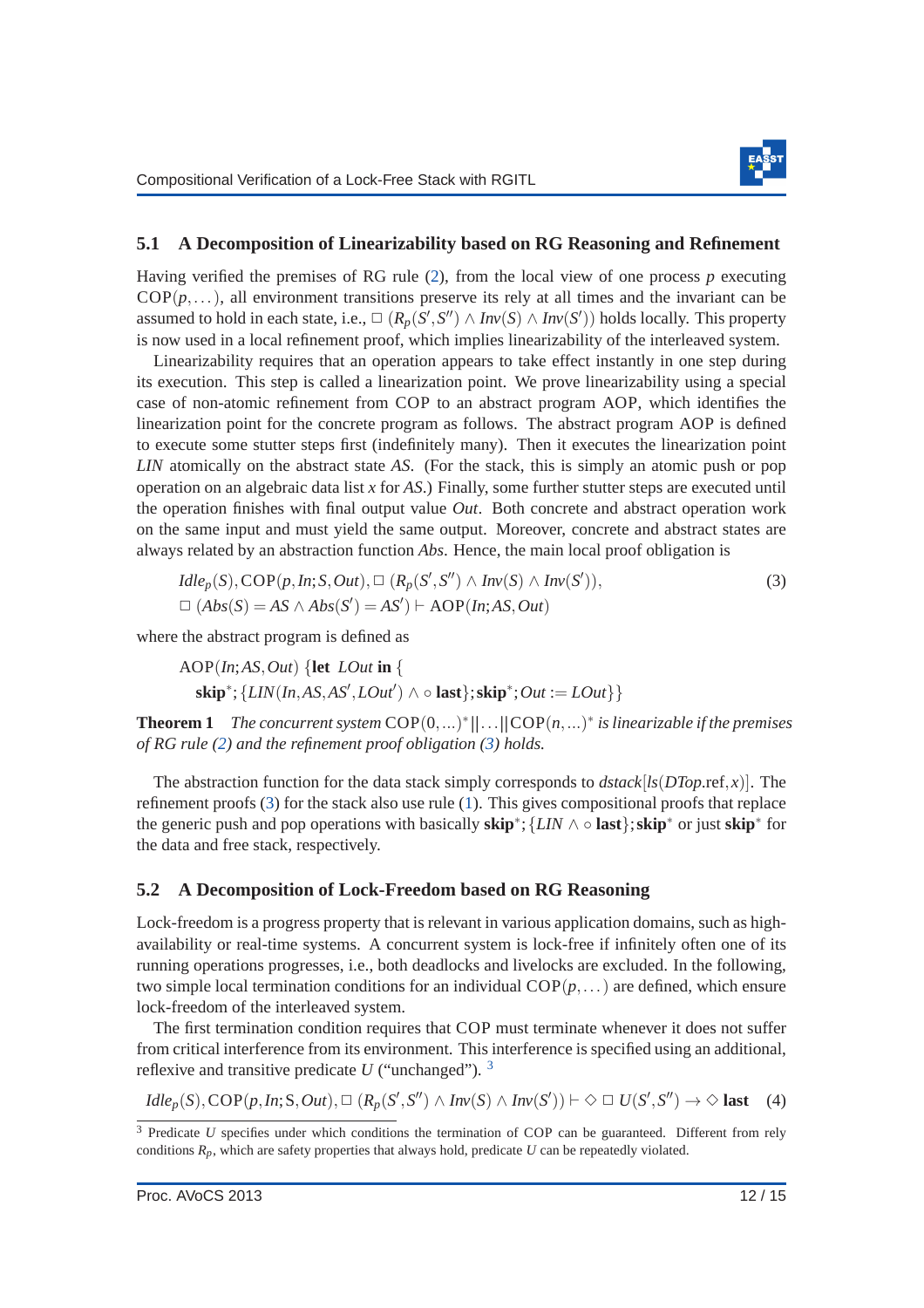## 5.1 A Decomposition of Linearizability based on RG Reasoning and Refinement

Having verified the premises of RG rule (2), from the local view of one process $p$ executing $\mathrm{COP}(p,\dots)$, all environment transitions preserve its rely at all times and the invariant can be assumed to hold in each state, i.e., $\Box\,(R_p(S',S'') \land Inv(S) \land Inv(S'))$ holds locally. This property is now used in a local refinement proof, which implies linearizability of the interleaved system.

Linearizability requires that an operation appears to take effect instantly in one step during its execution. This step is called a linearization point. We prove linearizability using a special case of non-atomic refinement from COP to an abstract program AOP, which identifies the linearization point for the concrete program as follows. The abstract program AOP is defined to execute some stutter steps first (indefinitely many). Then it executes the linearization point $LIN$ atomically on the abstract state $AS$. (For the stack, this is simply an atomic push or pop operation on an algebraic data list $x$ for $AS$.) Finally, some further stutter steps are executed until the operation finishes with final output value $Out$. Both concrete and abstract operation work on the same input and must yield the same output. Moreover, concrete and abstract states are always related by an abstraction function $Abs$. Hence, the main local proof obligation is

$$
\begin{aligned}
&Idle_p(S), \mathrm{COP}(p,In;S,Out), \Box\,(R_p(S',S'') \land Inv(S) \land Inv(S')),\\
&\Box\,(Abs(S) = AS \land Abs(S') = AS') \vdash \mathrm{AOP}(In;AS,Out)
\end{aligned}
\tag{3}
$$

where the abstract program is defined as

$$
\begin{aligned}
&\mathrm{AOP}(In;AS,Out)\ \{\mathbf{let}\ LOut\ \mathbf{in}\ \{\\
&\quad \mathbf{skip}^*;\{LIN(In,AS,AS',LOut') \land \circ\,\mathbf{last}\};\mathbf{skip}^*;Out := LOut\}\}
\end{aligned}
$$

**Theorem 1** *The concurrent system* $\mathrm{COP}(0,\dots)^*||\dots||\mathrm{COP}(n,\dots)^*$ *is linearizable if the premises of RG rule (2) and the refinement proof obligation (3) holds.*

The abstraction function for the data stack simply corresponds to $dstack[ls(DTop.\mathrm{ref},x)]$. The refinement proofs (3) for the stack also use rule (1). This gives compositional proofs that replace the generic push and pop operations with basically $\mathbf{skip}^*;\{LIN \land \circ\,\mathbf{last}\};\mathbf{skip}^*$ or just $\mathbf{skip}^*$ for the data and free stack, respectively.

## 5.2 A Decomposition of Lock-Freedom based on RG Reasoning

Lock-freedom is a progress property that is relevant in various application domains, such as high-availability or real-time systems. A concurrent system is lock-free if infinitely often one of its running operations progresses, i.e., both deadlocks and livelocks are excluded. In the following, two simple local termination conditions for an individual $\mathrm{COP}(p,\dots)$ are defined, which ensure lock-freedom of the interleaved system.

The first termination condition requires that COP must terminate whenever it does not suffer from critical interference from its environment. This interference is specified using an additional, reflexive and transitive predicate $U$ ("unchanged"). [3]

$$
Idle_p(S), \mathrm{COP}(p,In;\mathrm{S},Out), \Box\,(R_p(S',S'') \land Inv(S) \land Inv(S')) \vdash \Diamond\,\Box\,U(S',S'') \rightarrow \Diamond\,\mathbf{last} \tag{4}
$$

[3] Predicate $U$ specifies under which conditions the termination of COP can be guaranteed. Different from rely conditions $R_p$, which are safety properties that always hold, predicate $U$ can be repeatedly violated.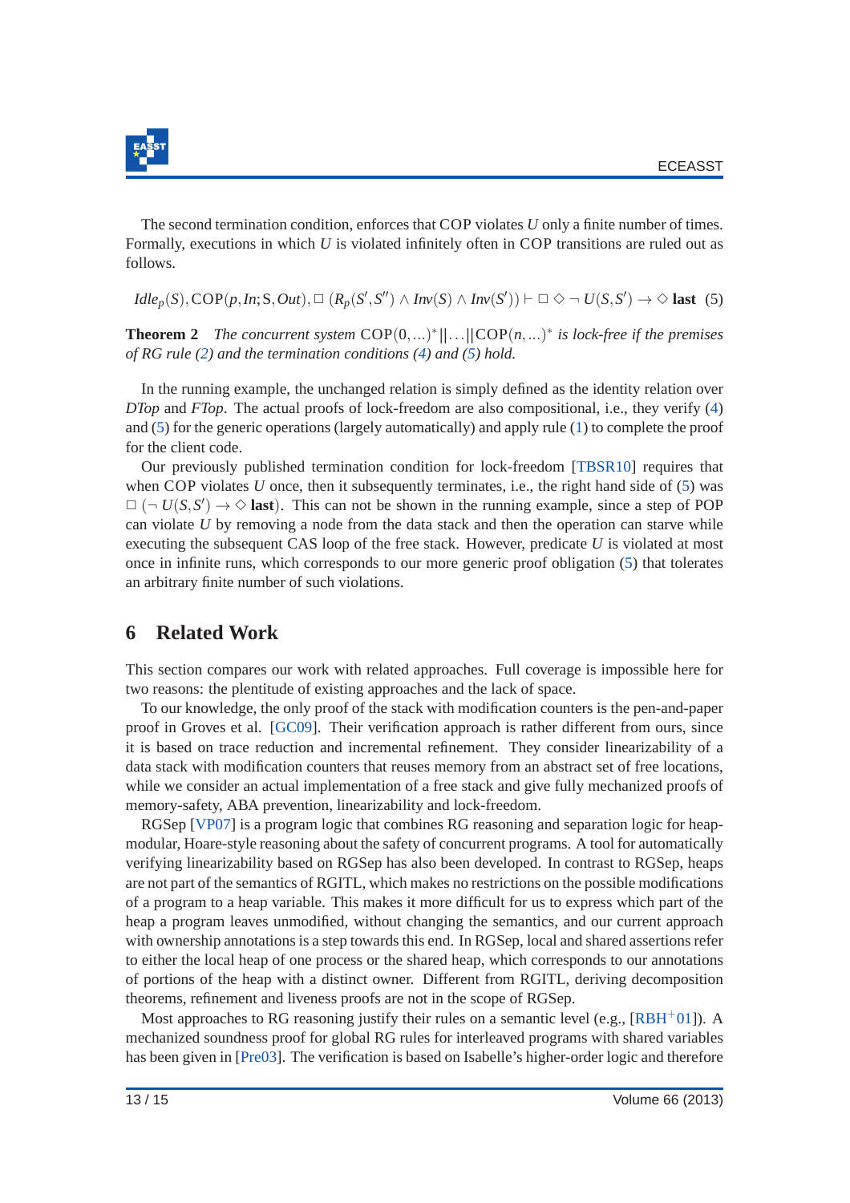The second termination condition, enforces that COP violates $U$ only a finite number of times. Formally, executions in which $U$ is violated infinitely often in COP transitions are ruled out as follows.

$$Idle_p(S), \mathrm{COP}(p, In; \mathrm{S}, Out), \Box\, (R_p(S', S'') \wedge Inv(S) \wedge Inv(S')) \vdash \Box \Diamond \neg\, U(S, S') \rightarrow \Diamond\, \mathbf{last} \quad (5)$$

**Theorem 2** *The concurrent system* $\mathrm{COP}(0,\ldots)^* \| \ldots \| \mathrm{COP}(n,\ldots)^*$ *is lock-free if the premises of RG rule (2) and the termination conditions (4) and (5) hold.*

In the running example, the unchanged relation is simply defined as the identity relation over *DTop* and *FTop*. The actual proofs of lock-freedom are also compositional, i.e., they verify (4) and (5) for the generic operations (largely automatically) and apply rule (1) to complete the proof for the client code.

Our previously published termination condition for lock-freedom [TBSR10] requires that when COP violates $U$ once, then it subsequently terminates, i.e., the right hand side of (5) was $\Box\, (\neg\, U(S, S') \rightarrow \Diamond\, \mathbf{last})$. This can not be shown in the running example, since a step of POP can violate $U$ by removing a node from the data stack and then the operation can starve while executing the subsequent CAS loop of the free stack. However, predicate $U$ is violated at most once in infinite runs, which corresponds to our more generic proof obligation (5) that tolerates an arbitrary finite number of such violations.

## 6 Related Work

This section compares our work with related approaches. Full coverage is impossible here for two reasons: the plentitude of existing approaches and the lack of space.

To our knowledge, the only proof of the stack with modification counters is the pen-and-paper proof in Groves et al. [GC09]. Their verification approach is rather different from ours, since it is based on trace reduction and incremental refinement. They consider linearizability of a data stack with modification counters that reuses memory from an abstract set of free locations, while we consider an actual implementation of a free stack and give fully mechanized proofs of memory-safety, ABA prevention, linearizability and lock-freedom.

RGSep [VP07] is a program logic that combines RG reasoning and separation logic for heap-modular, Hoare-style reasoning about the safety of concurrent programs. A tool for automatically verifying linearizability based on RGSep has also been developed. In contrast to RGSep, heaps are not part of the semantics of RGITL, which makes no restrictions on the possible modifications of a program to a heap variable. This makes it more difficult for us to express which part of the heap a program leaves unmodified, without changing the semantics, and our current approach with ownership annotations is a step towards this end. In RGSep, local and shared assertions refer to either the local heap of one process or the shared heap, which corresponds to our annotations of portions of the heap with a distinct owner. Different from RGITL, deriving decomposition theorems, refinement and liveness proofs are not in the scope of RGSep.

Most approaches to RG reasoning justify their rules on a semantic level (e.g., [RBH+01]). A mechanized soundness proof for global RG rules for interleaved programs with shared variables has been given in [Pre03]. The verification is based on Isabelle's higher-order logic and therefore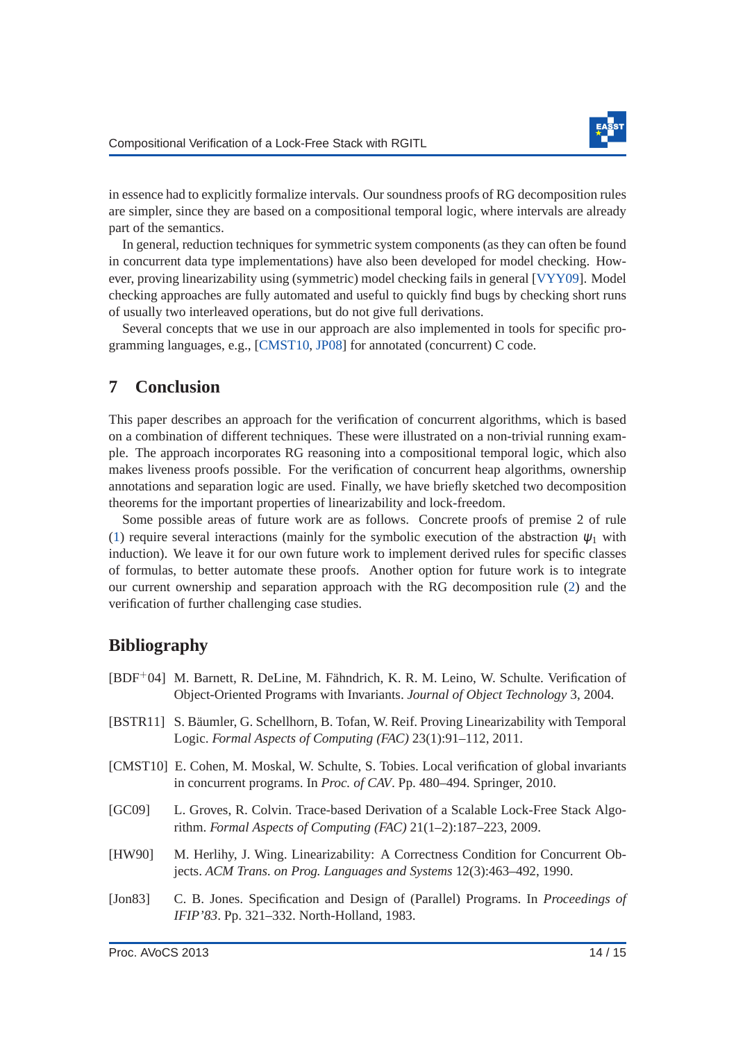in essence had to explicitly formalize intervals. Our soundness proofs of RG decomposition rules are simpler, since they are based on a compositional temporal logic, where intervals are already part of the semantics.

In general, reduction techniques for symmetric system components (as they can often be found in concurrent data type implementations) have also been developed for model checking. However, proving linearizability using (symmetric) model checking fails in general [VYY09]. Model checking approaches are fully automated and useful to quickly find bugs by checking short runs of usually two interleaved operations, but do not give full derivations.

Several concepts that we use in our approach are also implemented in tools for specific programming languages, e.g., [CMST10, JP08] for annotated (concurrent) C code.

## 7 Conclusion

This paper describes an approach for the verification of concurrent algorithms, which is based on a combination of different techniques. These were illustrated on a non-trivial running example. The approach incorporates RG reasoning into a compositional temporal logic, which also makes liveness proofs possible. For the verification of concurrent heap algorithms, ownership annotations and separation logic are used. Finally, we have briefly sketched two decomposition theorems for the important properties of linearizability and lock-freedom.

Some possible areas of future work are as follows. Concrete proofs of premise 2 of rule (1) require several interactions (mainly for the symbolic execution of the abstraction $\psi_1$ with induction). We leave it for our own future work to implement derived rules for specific classes of formulas, to better automate these proofs. Another option for future work is to integrate our current ownership and separation approach with the RG decomposition rule (2) and the verification of further challenging case studies.

## Bibliography

[BDF$^+$04] M. Barnett, R. DeLine, M. Fähndrich, K. R. M. Leino, W. Schulte. Verification of Object-Oriented Programs with Invariants. *Journal of Object Technology* 3, 2004.

[BSTR11] S. Bäumler, G. Schellhorn, B. Tofan, W. Reif. Proving Linearizability with Temporal Logic. *Formal Aspects of Computing (FAC)* 23(1):91–112, 2011.

[CMST10] E. Cohen, M. Moskal, W. Schulte, S. Tobies. Local verification of global invariants in concurrent programs. In *Proc. of CAV*. Pp. 480–494. Springer, 2010.

[GC09] L. Groves, R. Colvin. Trace-based Derivation of a Scalable Lock-Free Stack Algorithm. *Formal Aspects of Computing (FAC)* 21(1–2):187–223, 2009.

[HW90] M. Herlihy, J. Wing. Linearizability: A Correctness Condition for Concurrent Objects. *ACM Trans. on Prog. Languages and Systems* 12(3):463–492, 1990.

[Jon83] C. B. Jones. Specification and Design of (Parallel) Programs. In *Proceedings of IFIP'83*. Pp. 321–332. North-Holland, 1983.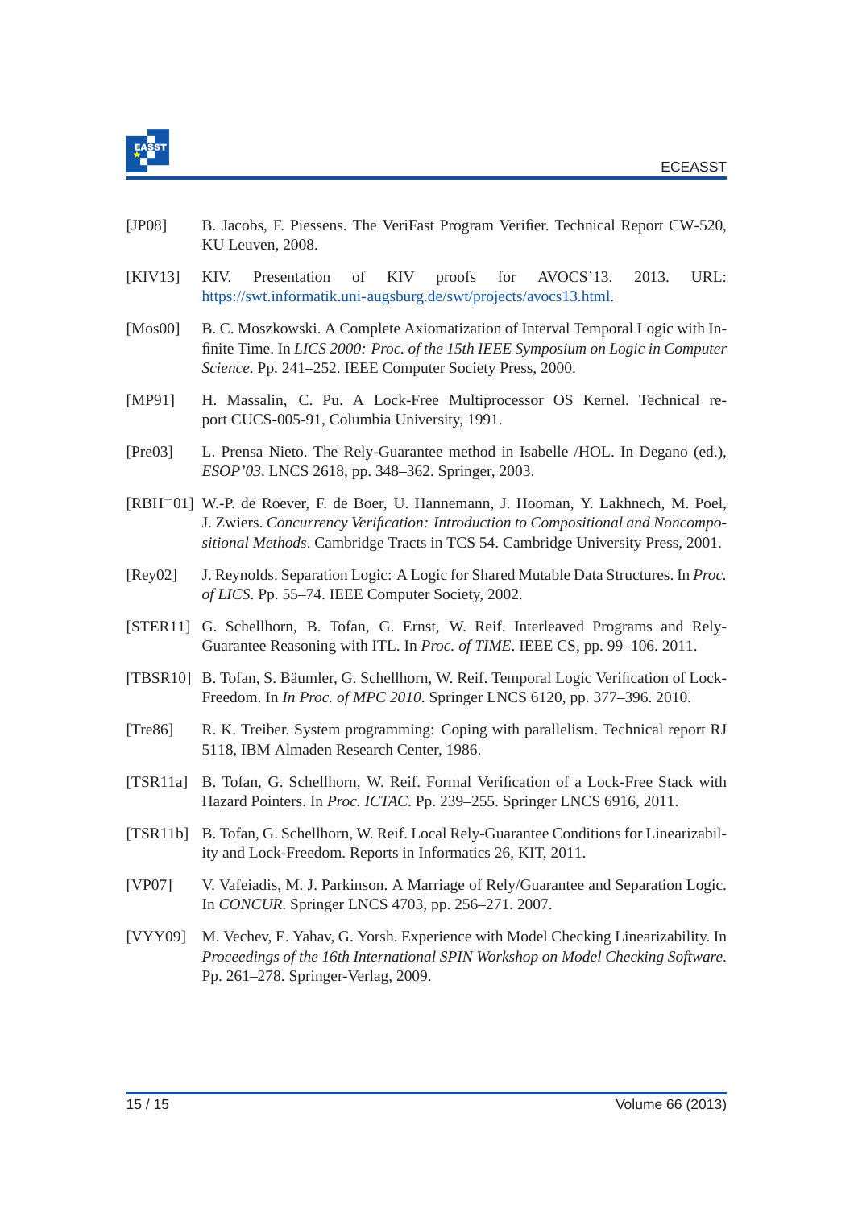[JP08] B. Jacobs, F. Piessens. The VeriFast Program Verifier. Technical Report CW-520, KU Leuven, 2008.

[KIV13] KIV. Presentation of KIV proofs for AVOCS'13. 2013. URL: https://swt.informatik.uni-augsburg.de/swt/projects/avocs13.html.

[Mos00] B. C. Moszkowski. A Complete Axiomatization of Interval Temporal Logic with Infinite Time. In *LICS 2000: Proc. of the 15th IEEE Symposium on Logic in Computer Science*. Pp. 241–252. IEEE Computer Society Press, 2000.

[MP91] H. Massalin, C. Pu. A Lock-Free Multiprocessor OS Kernel. Technical report CUCS-005-91, Columbia University, 1991.

[Pre03] L. Prensa Nieto. The Rely-Guarantee method in Isabelle /HOL. In Degano (ed.), *ESOP'03*. LNCS 2618, pp. 348–362. Springer, 2003.

[RBH+01] W.-P. de Roever, F. de Boer, U. Hannemann, J. Hooman, Y. Lakhnech, M. Poel, J. Zwiers. *Concurrency Verification: Introduction to Compositional and Noncompositional Methods*. Cambridge Tracts in TCS 54. Cambridge University Press, 2001.

[Rey02] J. Reynolds. Separation Logic: A Logic for Shared Mutable Data Structures. In *Proc. of LICS*. Pp. 55–74. IEEE Computer Society, 2002.

[STER11] G. Schellhorn, B. Tofan, G. Ernst, W. Reif. Interleaved Programs and Rely-Guarantee Reasoning with ITL. In *Proc. of TIME*. IEEE CS, pp. 99–106. 2011.

[TBSR10] B. Tofan, S. Bäumler, G. Schellhorn, W. Reif. Temporal Logic Verification of Lock-Freedom. In *In Proc. of MPC 2010*. Springer LNCS 6120, pp. 377–396. 2010.

[Tre86] R. K. Treiber. System programming: Coping with parallelism. Technical report RJ 5118, IBM Almaden Research Center, 1986.

[TSR11a] B. Tofan, G. Schellhorn, W. Reif. Formal Verification of a Lock-Free Stack with Hazard Pointers. In *Proc. ICTAC*. Pp. 239–255. Springer LNCS 6916, 2011.

[TSR11b] B. Tofan, G. Schellhorn, W. Reif. Local Rely-Guarantee Conditions for Linearizability and Lock-Freedom. Reports in Informatics 26, KIT, 2011.

[VP07] V. Vafeiadis, M. J. Parkinson. A Marriage of Rely/Guarantee and Separation Logic. In *CONCUR*. Springer LNCS 4703, pp. 256–271. 2007.

[VYY09] M. Vechev, E. Yahav, G. Yorsh. Experience with Model Checking Linearizability. In *Proceedings of the 16th International SPIN Workshop on Model Checking Software*. Pp. 261–278. Springer-Verlag, 2009.